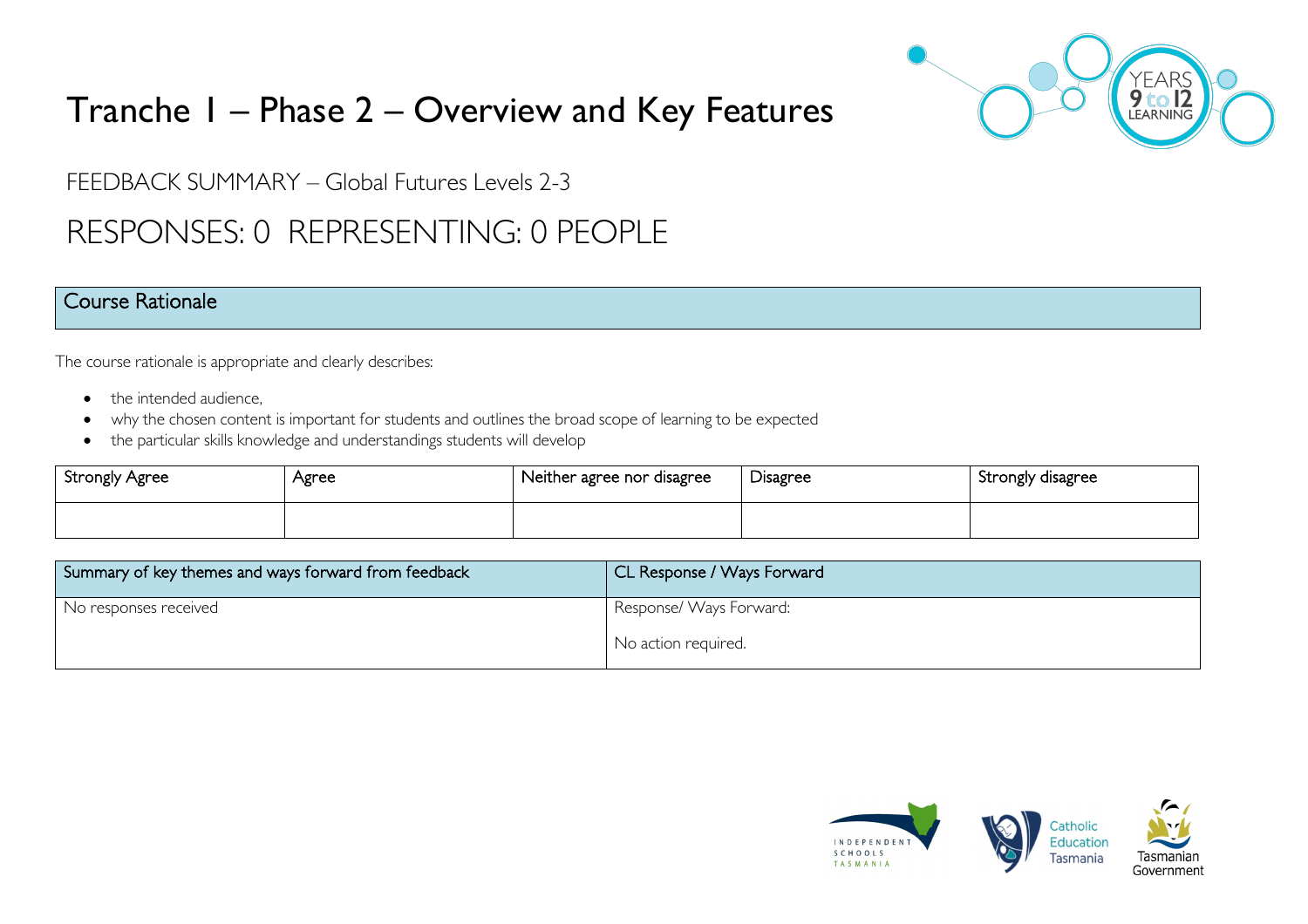# Tranche 1 – Phase 2 – Overview and Key Features

FEEDBACK SUMMARY – Global Futures Levels 2-3

## RESPONSES: 0 REPRESENTING: 0 PEOPLE

### Course Rationale

The course rationale is appropriate and clearly describes:

- the intended audience,
- why the chosen content is important for students and outlines the broad scope of learning to be expected
- the particular skills knowledge and understandings students will develop

| Strongly Agree | Agree | Neither agree nor disagree | Disagree | Strongly disagree |
|---|---|---|---|---|
| | | | | |

| Summary of key themes and ways forward from feedback | CL Response / Ways Forward |
|---|---|
| No responses received | Response/ Ways Forward:<br><br>No action required. |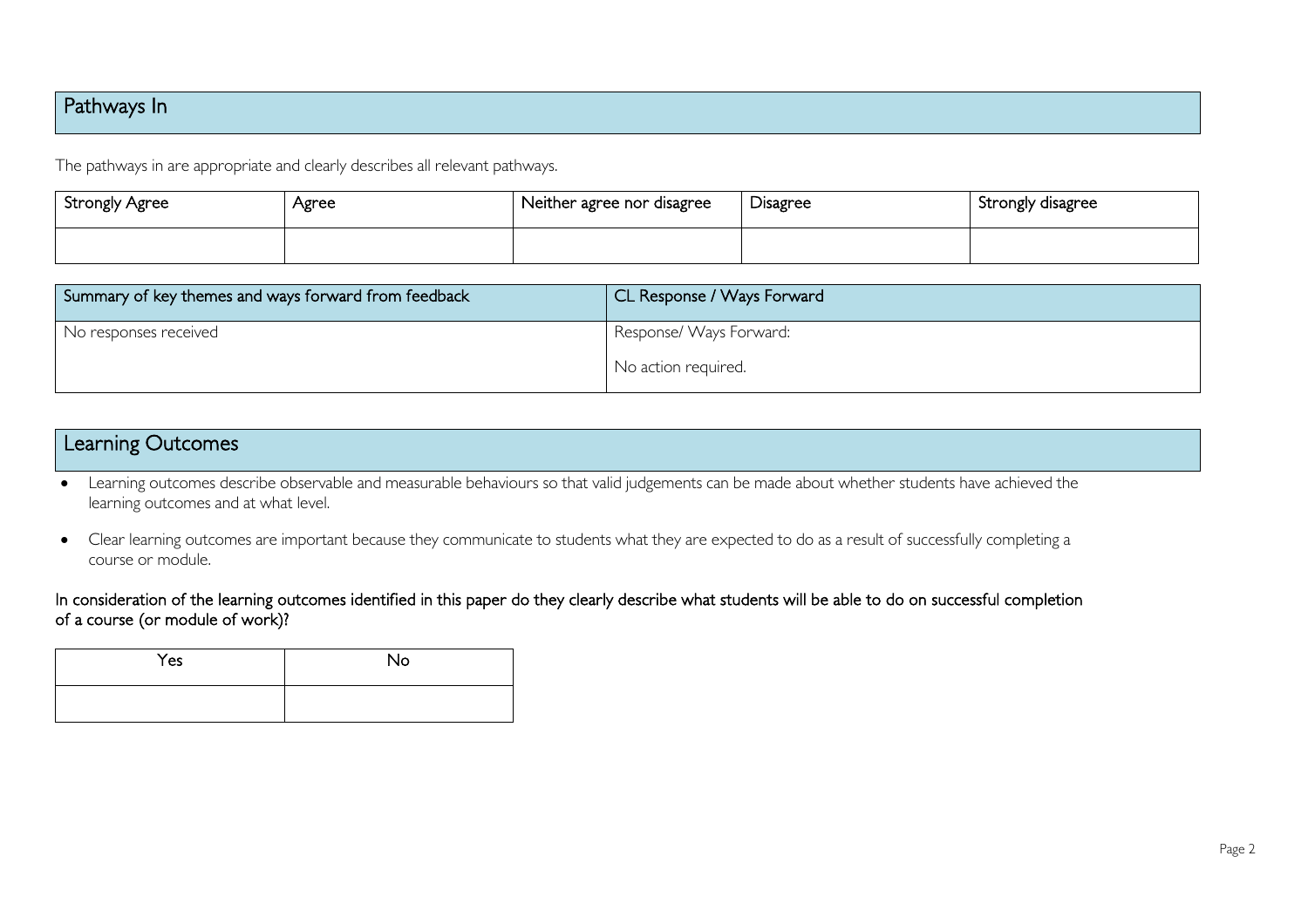## Pathways In

The pathways in are appropriate and clearly describes all relevant pathways.

| Strongly Agree | Agree | Neither agree nor disagree | Disagree | Strongly disagree |
|---|---|---|---|---|
| | | | | |

| Summary of key themes and ways forward from feedback | CL Response / Ways Forward |
|---|---|
| No responses received | Response/ Ways Forward:<br><br>No action required. |

## Learning Outcomes

- Learning outcomes describe observable and measurable behaviours so that valid judgements can be made about whether students have achieved the learning outcomes and at what level.
- Clear learning outcomes are important because they communicate to students what they are expected to do as a result of successfully completing a course or module.

In consideration of the learning outcomes identified in this paper do they clearly describe what students will be able to do on successful completion of a course (or module of work)?

| Yes | No |
|---|---|
| | |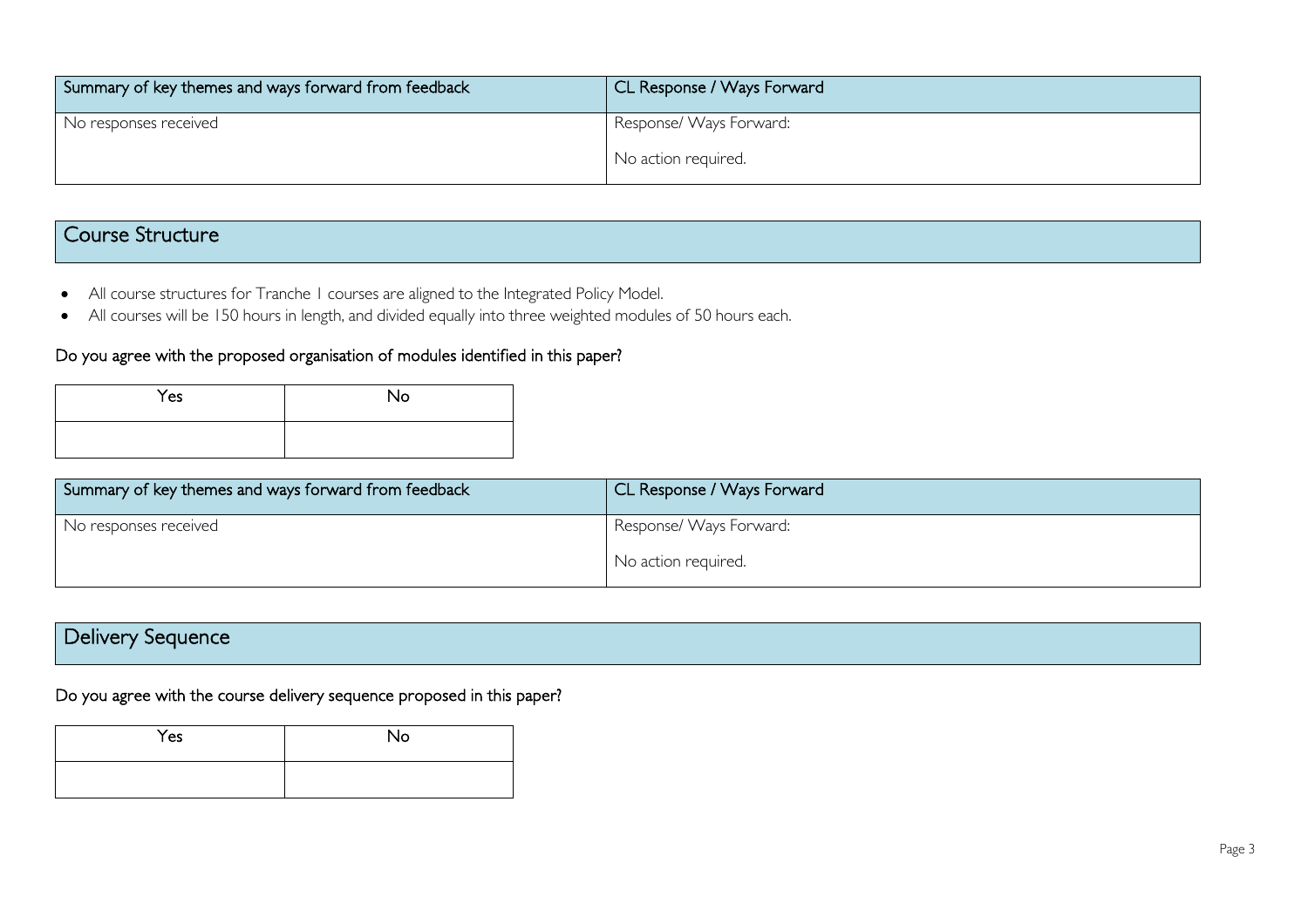| Summary of key themes and ways forward from feedback | CL Response / Ways Forward |
| --- | --- |
| No responses received | Response/ Ways Forward:<br><br>No action required. |

## Course Structure

- All course structures for Tranche 1 courses are aligned to the Integrated Policy Model.
- All courses will be 150 hours in length, and divided equally into three weighted modules of 50 hours each.

### Do you agree with the proposed organisation of modules identified in this paper?

| Yes | No |
| --- | --- |
| | |

| Summary of key themes and ways forward from feedback | CL Response / Ways Forward |
| --- | --- |
| No responses received | Response/ Ways Forward:<br><br>No action required. |

## Delivery Sequence

### Do you agree with the course delivery sequence proposed in this paper?

| Yes | No |
| --- | --- |
| | |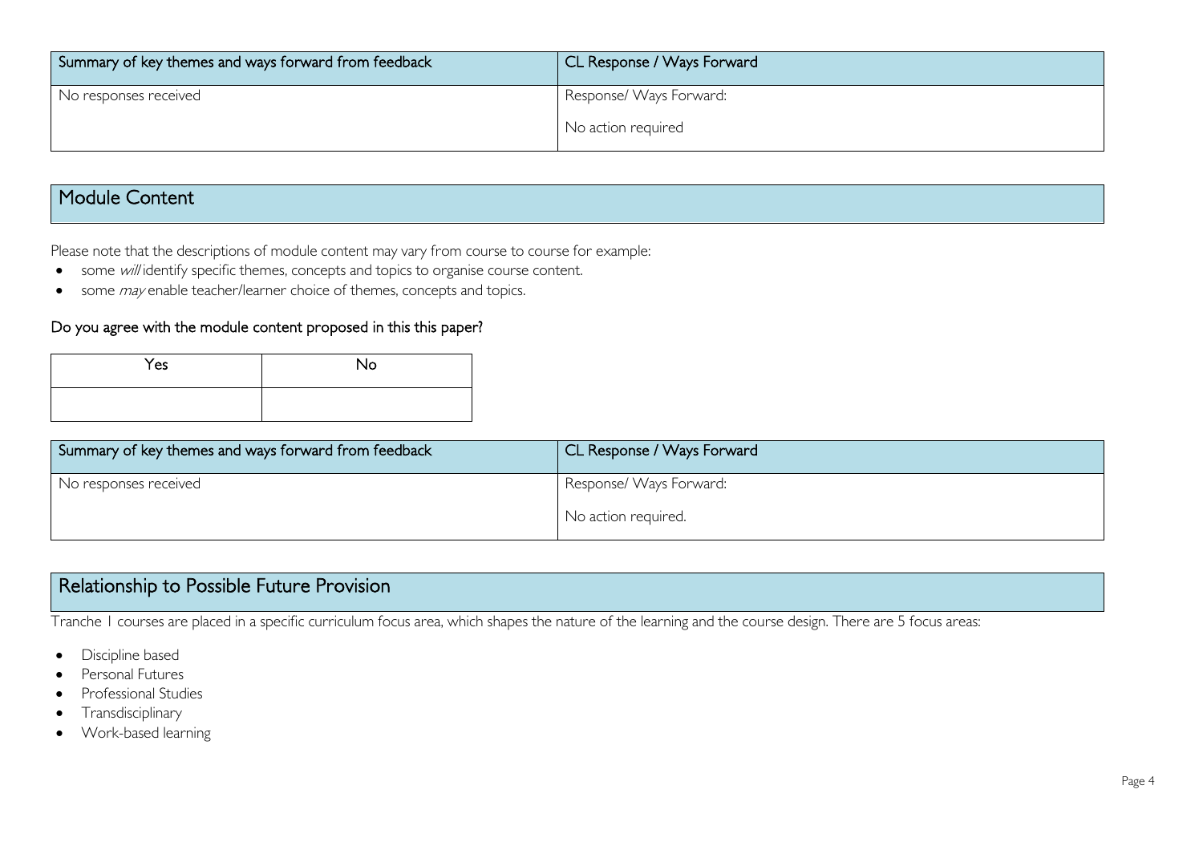| Summary of key themes and ways forward from feedback | CL Response / Ways Forward |
|---|---|
| No responses received | Response/ Ways Forward:<br><br>No action required |

## Module Content

Please note that the descriptions of module content may vary from course to course for example:

- some *will* identify specific themes, concepts and topics to organise course content.
- some *may* enable teacher/learner choice of themes, concepts and topics.

### Do you agree with the module content proposed in this this paper?

| Yes | No |
|---|---|
| | |

| Summary of key themes and ways forward from feedback | CL Response / Ways Forward |
|---|---|
| No responses received | Response/ Ways Forward:<br><br>No action required. |

## Relationship to Possible Future Provision

Tranche 1 courses are placed in a specific curriculum focus area, which shapes the nature of the learning and the course design. There are 5 focus areas:

- Discipline based
- Personal Futures
- Professional Studies
- Transdisciplinary
- Work-based learning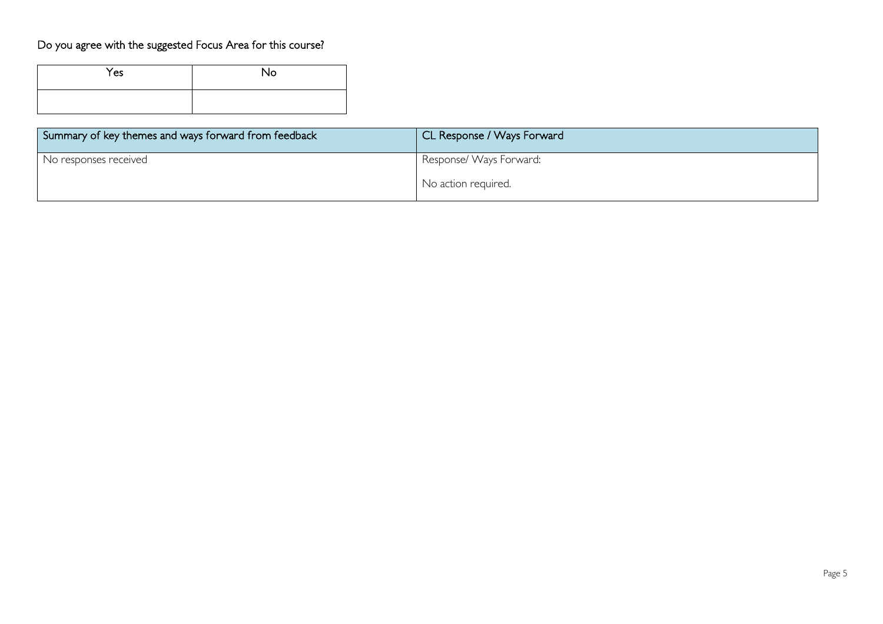Do you agree with the suggested Focus Area for this course?

| Yes | No |
| --- | --- |
| | |

| Summary of key themes and ways forward from feedback | CL Response / Ways Forward |
| --- | --- |
| No responses received | Response/ Ways Forward:<br><br>No action required. |